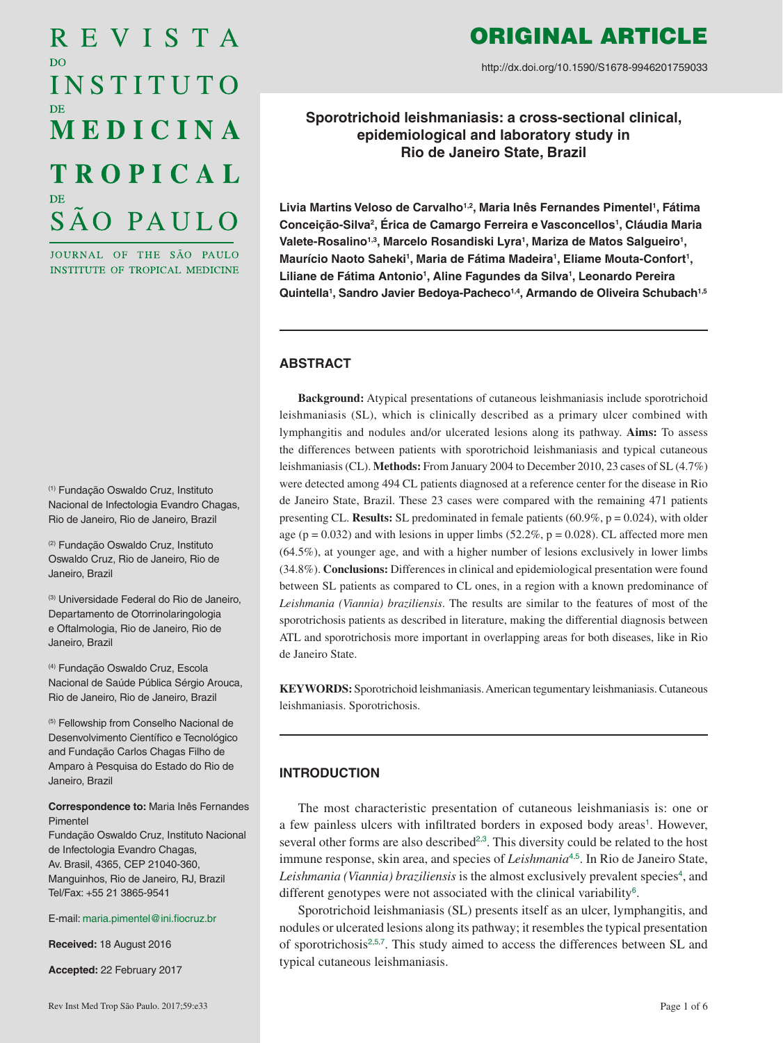# REVISTA DO INSTITUTO DE MEDICINA TROPICAL DE SÃO PAULO

JOURNAL OF THE SÃO PAULO INSTITUTE OF TROPICAL MEDICINE

**ORIGINAL ARTICLE**

http://dx.doi.org/10.1590/S1678-9946201759033

## Sporotrichoid leishmaniasis: a cross-sectional clinical, epidemiological and laboratory study in Rio de Janeiro State, Brazil

**Livia Martins Veloso de Carvalho[1,2], Maria Inês Fernandes Pimentel[1], Fátima Conceição-Silva[2], Érica de Camargo Ferreira e Vasconcellos[1], Cláudia Maria Valete-Rosalino[1,3], Marcelo Rosandiski Lyra[1], Mariza de Matos Salgueiro[1], Maurício Naoto Saheki[1], Maria de Fátima Madeira[1], Eliame Mouta-Confort[1], Liliane de Fátima Antonio[1], Aline Fagundes da Silva[1], Leonardo Pereira Quintella[1], Sandro Javier Bedoya-Pacheco[1,4], Armando de Oliveira Schubach[1,5]**

(1) Fundação Oswaldo Cruz, Instituto Nacional de Infectologia Evandro Chagas, Rio de Janeiro, Rio de Janeiro, Brazil

(2) Fundação Oswaldo Cruz, Instituto Oswaldo Cruz, Rio de Janeiro, Rio de Janeiro, Brazil

(3) Universidade Federal do Rio de Janeiro, Departamento de Otorrinolaringologia e Oftalmologia, Rio de Janeiro, Rio de Janeiro, Brazil

(4) Fundação Oswaldo Cruz, Escola Nacional de Saúde Pública Sérgio Arouca, Rio de Janeiro, Rio de Janeiro, Brazil

(5) Fellowship from Conselho Nacional de Desenvolvimento Científico e Tecnológico and Fundação Carlos Chagas Filho de Amparo à Pesquisa do Estado do Rio de Janeiro, Brazil

**Correspondence to:** Maria Inês Fernandes Pimentel
Fundação Oswaldo Cruz, Instituto Nacional de Infectologia Evandro Chagas, Av. Brasil, 4365, CEP 21040-360, Manguinhos, Rio de Janeiro, RJ, Brazil
Tel/Fax: +55 21 3865-9541

E-mail: maria.pimentel@ini.fiocruz.br

**Received:** 18 August 2016

**Accepted:** 22 February 2017

### ABSTRACT

**Background:** Atypical presentations of cutaneous leishmaniasis include sporotrichoid leishmaniasis (SL), which is clinically described as a primary ulcer combined with lymphangitis and nodules and/or ulcerated lesions along its pathway. **Aims:** To assess the differences between patients with sporotrichoid leishmaniasis and typical cutaneous leishmaniasis (CL). **Methods:** From January 2004 to December 2010, 23 cases of SL (4.7%) were detected among 494 CL patients diagnosed at a reference center for the disease in Rio de Janeiro State, Brazil. These 23 cases were compared with the remaining 471 patients presenting CL. **Results:** SL predominated in female patients (60.9%, $p = 0.024$), with older age ($p = 0.032$) and with lesions in upper limbs (52.2%, $p = 0.028$). CL affected more men (64.5%), at younger age, and with a higher number of lesions exclusively in lower limbs (34.8%). **Conclusions:** Differences in clinical and epidemiological presentation were found between SL patients as compared to CL ones, in a region with a known predominance of *Leishmania (Viannia) braziliensis*. The results are similar to the features of most of the sporotrichosis patients as described in literature, making the differential diagnosis between ATL and sporotrichosis more important in overlapping areas for both diseases, like in Rio de Janeiro State.

**KEYWORDS:** Sporotrichoid leishmaniasis. American tegumentary leishmaniasis. Cutaneous leishmaniasis. Sporotrichosis.

### INTRODUCTION

The most characteristic presentation of cutaneous leishmaniasis is: one or a few painless ulcers with infiltrated borders in exposed body areas[1]. However, several other forms are also described[2,3]. This diversity could be related to the host immune response, skin area, and species of *Leishmania*[4,5]. In Rio de Janeiro State, *Leishmania (Viannia) braziliensis* is the almost exclusively prevalent species[4], and different genotypes were not associated with the clinical variability[6].

Sporotrichoid leishmaniasis (SL) presents itself as an ulcer, lymphangitis, and nodules or ulcerated lesions along its pathway; it resembles the typical presentation of sporotrichosis[2,5,7]. This study aimed to access the differences between SL and typical cutaneous leishmaniasis.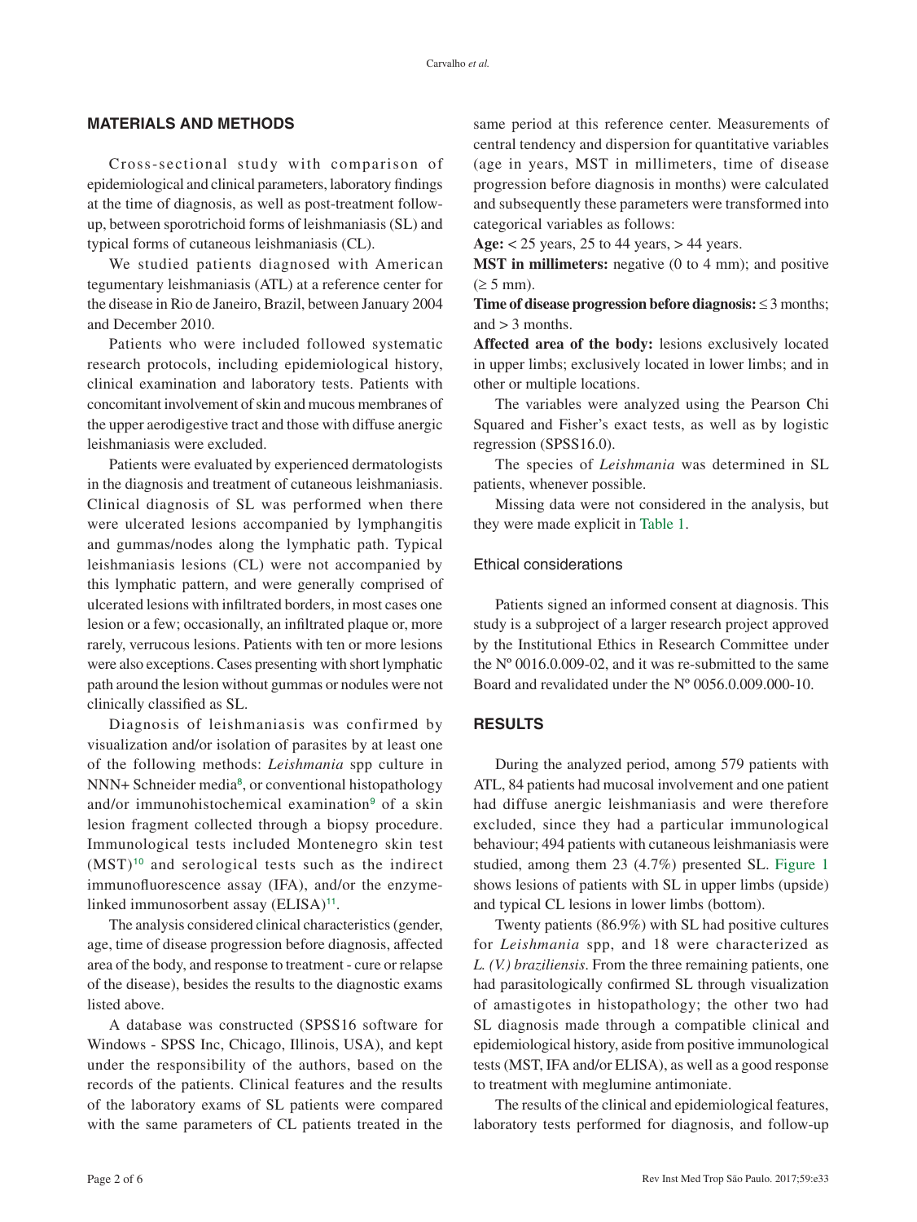## MATERIALS AND METHODS

Cross-sectional study with comparison of epidemiological and clinical parameters, laboratory findings at the time of diagnosis, as well as post-treatment follow-up, between sporotrichoid forms of leishmaniasis (SL) and typical forms of cutaneous leishmaniasis (CL).

We studied patients diagnosed with American tegumentary leishmaniasis (ATL) at a reference center for the disease in Rio de Janeiro, Brazil, between January 2004 and December 2010.

Patients who were included followed systematic research protocols, including epidemiological history, clinical examination and laboratory tests. Patients with concomitant involvement of skin and mucous membranes of the upper aerodigestive tract and those with diffuse anergic leishmaniasis were excluded.

Patients were evaluated by experienced dermatologists in the diagnosis and treatment of cutaneous leishmaniasis. Clinical diagnosis of SL was performed when there were ulcerated lesions accompanied by lymphangitis and gummas/nodes along the lymphatic path. Typical leishmaniasis lesions (CL) were not accompanied by this lymphatic pattern, and were generally comprised of ulcerated lesions with infiltrated borders, in most cases one lesion or a few; occasionally, an infiltrated plaque or, more rarely, verrucous lesions. Patients with ten or more lesions were also exceptions. Cases presenting with short lymphatic path around the lesion without gummas or nodules were not clinically classified as SL.

Diagnosis of leishmaniasis was confirmed by visualization and/or isolation of parasites by at least one of the following methods: *Leishmania* spp culture in NNN+ Schneider media[8], or conventional histopathology and/or immunohistochemical examination[9] of a skin lesion fragment collected through a biopsy procedure. Immunological tests included Montenegro skin test (MST)[10] and serological tests such as the indirect immunofluorescence assay (IFA), and/or the enzyme-linked immunosorbent assay (ELISA)[11].

The analysis considered clinical characteristics (gender, age, time of disease progression before diagnosis, affected area of the body, and response to treatment - cure or relapse of the disease), besides the results to the diagnostic exams listed above.

A database was constructed (SPSS16 software for Windows - SPSS Inc, Chicago, Illinois, USA), and kept under the responsibility of the authors, based on the records of the patients. Clinical features and the results of the laboratory exams of SL patients were compared with the same parameters of CL patients treated in the same period at this reference center. Measurements of central tendency and dispersion for quantitative variables (age in years, MST in millimeters, time of disease progression before diagnosis in months) were calculated and subsequently these parameters were transformed into categorical variables as follows:

**Age:** < 25 years, 25 to 44 years, > 44 years.

**MST in millimeters:** negative (0 to 4 mm); and positive (≥ 5 mm).

**Time of disease progression before diagnosis:** ≤ 3 months; and > 3 months.

**Affected area of the body:** lesions exclusively located in upper limbs; exclusively located in lower limbs; and in other or multiple locations.

The variables were analyzed using the Pearson Chi Squared and Fisher's exact tests, as well as by logistic regression (SPSS16.0).

The species of *Leishmania* was determined in SL patients, whenever possible.

Missing data were not considered in the analysis, but they were made explicit in Table 1.

### Ethical considerations

Patients signed an informed consent at diagnosis. This study is a subproject of a larger research project approved by the Institutional Ethics in Research Committee under the Nº 0016.0.009-02, and it was re-submitted to the same Board and revalidated under the Nº 0056.0.009.000-10.

## RESULTS

During the analyzed period, among 579 patients with ATL, 84 patients had mucosal involvement and one patient had diffuse anergic leishmaniasis and were therefore excluded, since they had a particular immunological behaviour; 494 patients with cutaneous leishmaniasis were studied, among them 23 (4.7%) presented SL. Figure 1 shows lesions of patients with SL in upper limbs (upside) and typical CL lesions in lower limbs (bottom).

Twenty patients (86.9%) with SL had positive cultures for *Leishmania* spp, and 18 were characterized as *L. (V.) braziliensis*. From the three remaining patients, one had parasitologically confirmed SL through visualization of amastigotes in histopathology; the other two had SL diagnosis made through a compatible clinical and epidemiological history, aside from positive immunological tests (MST, IFA and/or ELISA), as well as a good response to treatment with meglumine antimoniate.

The results of the clinical and epidemiological features, laboratory tests performed for diagnosis, and follow-up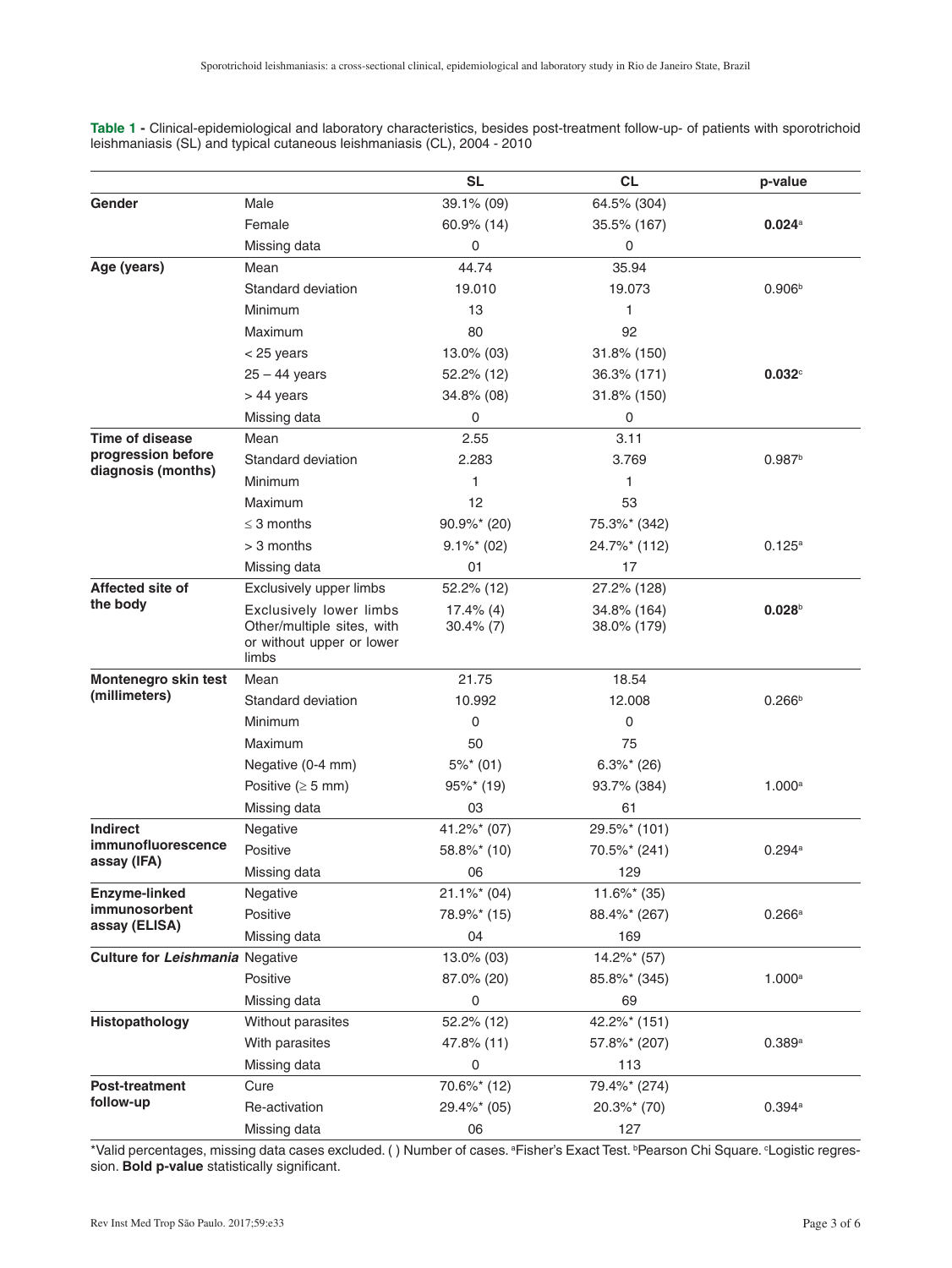**Table 1 -** Clinical-epidemiological and laboratory characteristics, besides post-treatment follow-up- of patients with sporotrichoid leishmaniasis (SL) and typical cutaneous leishmaniasis (CL), 2004 - 2010

| | | SL | CL | p-value |
|---|---|---|---|---|
| **Gender** | Male | 39.1% (09) | 64.5% (304) | |
| | Female | 60.9% (14) | 35.5% (167) | **0.024**[a] |
| | Missing data | 0 | 0 | |
| **Age (years)** | Mean | 44.74 | 35.94 | |
| | Standard deviation | 19.010 | 19.073 | 0.906[b] |
| | Minimum | 13 | 1 | |
| | Maximum | 80 | 92 | |
| | < 25 years | 13.0% (03) | 31.8% (150) | |
| | 25 – 44 years | 52.2% (12) | 36.3% (171) | **0.032**[c] |
| | > 44 years | 34.8% (08) | 31.8% (150) | |
| | Missing data | 0 | 0 | |
| **Time of disease progression before diagnosis (months)** | Mean | 2.55 | 3.11 | |
| | Standard deviation | 2.283 | 3.769 | 0.987[b] |
| | Minimum | 1 | 1 | |
| | Maximum | 12 | 53 | |
| | ≤ 3 months | 90.9%* (20) | 75.3%* (342) | |
| | > 3 months | 9.1%* (02) | 24.7%* (112) | 0.125[a] |
| | Missing data | 01 | 17 | |
| **Affected site of the body** | Exclusively upper limbs | 52.2% (12) | 27.2% (128) | |
| | Exclusively lower limbs | 17.4% (4) | 34.8% (164) | **0.028**[b] |
| | Other/multiple sites, with or without upper or lower limbs | 30.4% (7) | 38.0% (179) | |
| **Montenegro skin test (millimeters)** | Mean | 21.75 | 18.54 | |
| | Standard deviation | 10.992 | 12.008 | 0.266[b] |
| | Minimum | 0 | 0 | |
| | Maximum | 50 | 75 | |
| | Negative (0-4 mm) | 5%* (01) | 6.3%* (26) | |
| | Positive (≥ 5 mm) | 95%* (19) | 93.7% (384) | 1.000[a] |
| | Missing data | 03 | 61 | |
| **Indirect immunofluorescence assay (IFA)** | Negative | 41.2%* (07) | 29.5%* (101) | |
| | Positive | 58.8%* (10) | 70.5%* (241) | 0.294[a] |
| | Missing data | 06 | 129 | |
| **Enzyme-linked immunosorbent assay (ELISA)** | Negative | 21.1%* (04) | 11.6%* (35) | |
| | Positive | 78.9%* (15) | 88.4%* (267) | 0.266[a] |
| | Missing data | 04 | 169 | |
| **Culture for *Leishmania*** | Negative | 13.0% (03) | 14.2%* (57) | |
| | Positive | 87.0% (20) | 85.8%* (345) | 1.000[a] |
| | Missing data | 0 | 69 | |
| **Histopathology** | Without parasites | 52.2% (12) | 42.2%* (151) | |
| | With parasites | 47.8% (11) | 57.8%* (207) | 0.389[a] |
| | Missing data | 0 | 113 | |
| **Post-treatment follow-up** | Cure | 70.6%* (12) | 79.4%* (274) | |
| | Re-activation | 29.4%* (05) | 20.3%* (70) | 0.394[a] |
| | Missing data | 06 | 127 | |

*Valid percentages, missing data cases excluded. ( ) Number of cases. [a]Fisher's Exact Test. [b]Pearson Chi Square. [c]Logistic regression. **Bold p-value** statistically significant.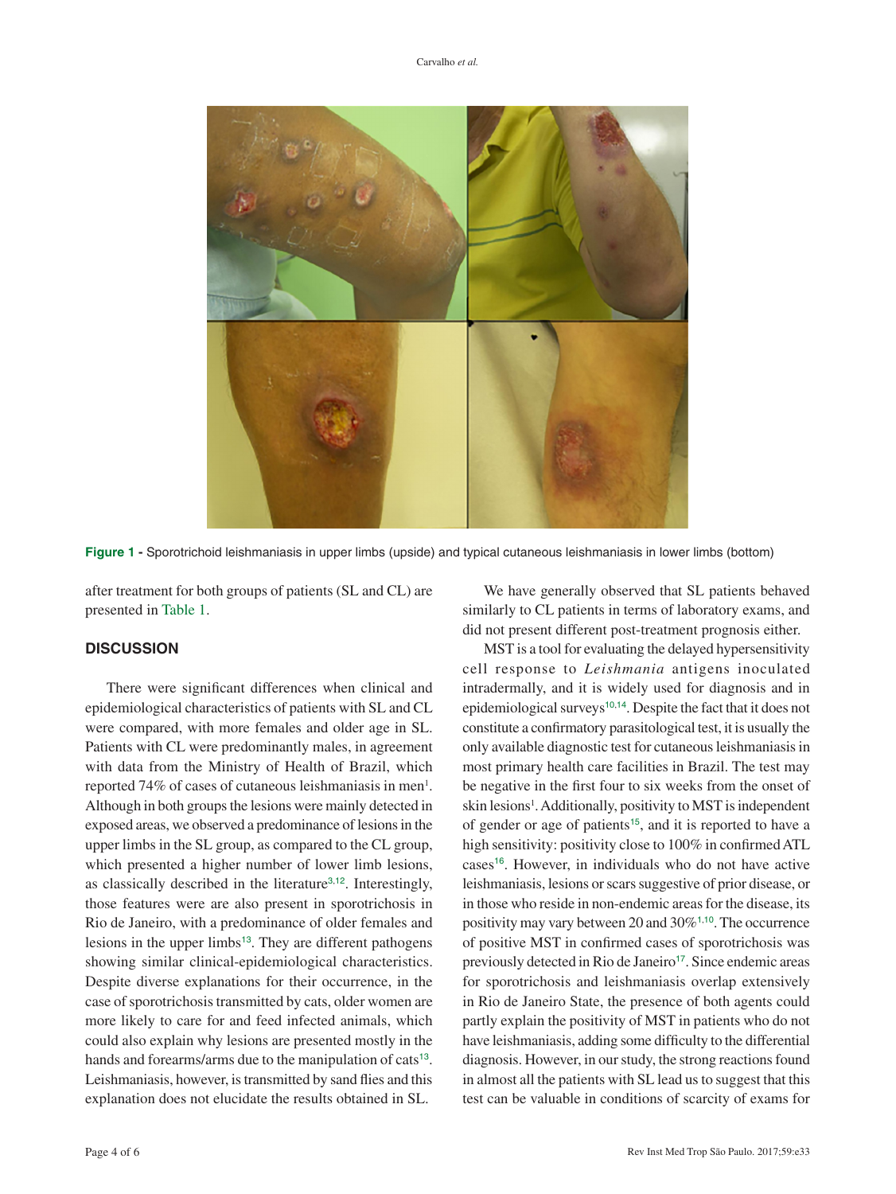**Figure 1 -** Sporotrichoid leishmaniasis in upper limbs (upside) and typical cutaneous leishmaniasis in lower limbs (bottom)

after treatment for both groups of patients (SL and CL) are presented in Table 1.

## DISCUSSION

There were significant differences when clinical and epidemiological characteristics of patients with SL and CL were compared, with more females and older age in SL. Patients with CL were predominantly males, in agreement with data from the Ministry of Health of Brazil, which reported 74% of cases of cutaneous leishmaniasis in men[1]. Although in both groups the lesions were mainly detected in exposed areas, we observed a predominance of lesions in the upper limbs in the SL group, as compared to the CL group, which presented a higher number of lower limb lesions, as classically described in the literature[3,12]. Interestingly, those features were are also present in sporotrichosis in Rio de Janeiro, with a predominance of older females and lesions in the upper limbs[13]. They are different pathogens showing similar clinical-epidemiological characteristics. Despite diverse explanations for their occurrence, in the case of sporotrichosis transmitted by cats, older women are more likely to care for and feed infected animals, which could also explain why lesions are presented mostly in the hands and forearms/arms due to the manipulation of cats[13]. Leishmaniasis, however, is transmitted by sand flies and this explanation does not elucidate the results obtained in SL.

We have generally observed that SL patients behaved similarly to CL patients in terms of laboratory exams, and did not present different post-treatment prognosis either.

MST is a tool for evaluating the delayed hypersensitivity cell response to *Leishmania* antigens inoculated intradermally, and it is widely used for diagnosis and in epidemiological surveys[10,14]. Despite the fact that it does not constitute a confirmatory parasitological test, it is usually the only available diagnostic test for cutaneous leishmaniasis in most primary health care facilities in Brazil. The test may be negative in the first four to six weeks from the onset of skin lesions[1]. Additionally, positivity to MST is independent of gender or age of patients[15], and it is reported to have a high sensitivity: positivity close to 100% in confirmed ATL cases[16]. However, in individuals who do not have active leishmaniasis, lesions or scars suggestive of prior disease, or in those who reside in non-endemic areas for the disease, its positivity may vary between 20 and 30%[1,10]. The occurrence of positive MST in confirmed cases of sporotrichosis was previously detected in Rio de Janeiro[17]. Since endemic areas for sporotrichosis and leishmaniasis overlap extensively in Rio de Janeiro State, the presence of both agents could partly explain the positivity of MST in patients who do not have leishmaniasis, adding some difficulty to the differential diagnosis. However, in our study, the strong reactions found in almost all the patients with SL lead us to suggest that this test can be valuable in conditions of scarcity of exams for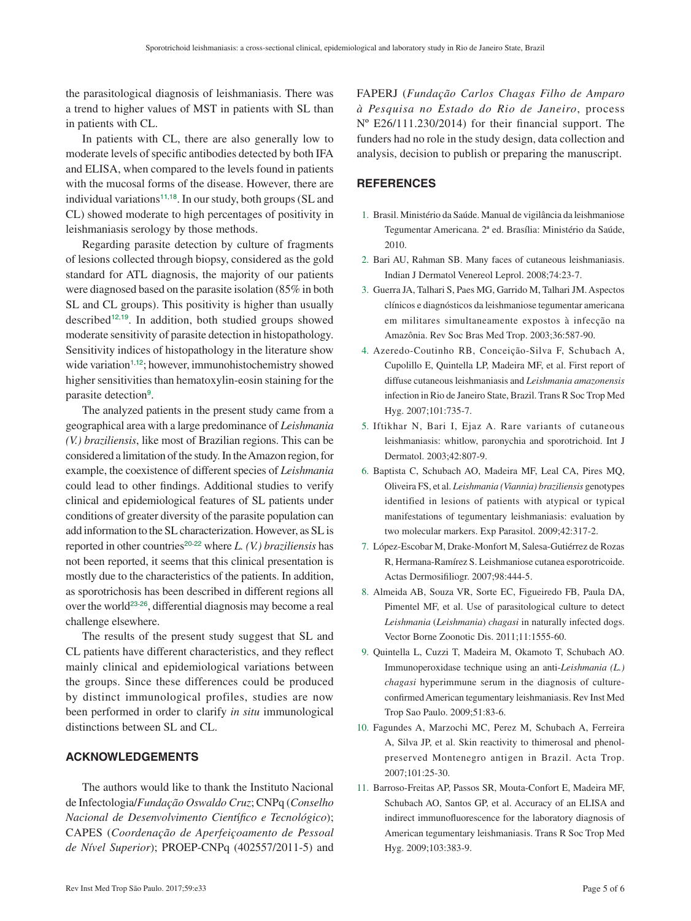the parasitological diagnosis of leishmaniasis. There was a trend to higher values of MST in patients with SL than in patients with CL.

In patients with CL, there are also generally low to moderate levels of specific antibodies detected by both IFA and ELISA, when compared to the levels found in patients with the mucosal forms of the disease. However, there are individual variations[11,18]. In our study, both groups (SL and CL) showed moderate to high percentages of positivity in leishmaniasis serology by those methods.

Regarding parasite detection by culture of fragments of lesions collected through biopsy, considered as the gold standard for ATL diagnosis, the majority of our patients were diagnosed based on the parasite isolation (85% in both SL and CL groups). This positivity is higher than usually described[12,19]. In addition, both studied groups showed moderate sensitivity of parasite detection in histopathology. Sensitivity indices of histopathology in the literature show wide variation[1,12]; however, immunohistochemistry showed higher sensitivities than hematoxylin-eosin staining for the parasite detection[9].

The analyzed patients in the present study came from a geographical area with a large predominance of *Leishmania (V.) braziliensis*, like most of Brazilian regions. This can be considered a limitation of the study. In the Amazon region, for example, the coexistence of different species of *Leishmania* could lead to other findings. Additional studies to verify clinical and epidemiological features of SL patients under conditions of greater diversity of the parasite population can add information to the SL characterization. However, as SL is reported in other countries[20-22] where *L. (V.) braziliensis* has not been reported, it seems that this clinical presentation is mostly due to the characteristics of the patients. In addition, as sporotrichosis has been described in different regions all over the world[23-26], differential diagnosis may become a real challenge elsewhere.

The results of the present study suggest that SL and CL patients have different characteristics, and they reflect mainly clinical and epidemiological variations between the groups. Since these differences could be produced by distinct immunological profiles, studies are now been performed in order to clarify *in situ* immunological distinctions between SL and CL.

## ACKNOWLEDGEMENTS

The authors would like to thank the Instituto Nacional de Infectologia/*Fundação Oswaldo Cruz*; CNPq (*Conselho Nacional de Desenvolvimento Científico e Tecnológico*); CAPES (*Coordenação de Aperfeiçoamento de Pessoal de Nível Superior*); PROEP-CNPq (402557/2011-5) and FAPERJ (*Fundação Carlos Chagas Filho de Amparo à Pesquisa no Estado do Rio de Janeiro*, process Nº E26/111.230/2014) for their financial support. The funders had no role in the study design, data collection and analysis, decision to publish or preparing the manuscript.

## REFERENCES

1. Brasil. Ministério da Saúde. Manual de vigilância da leishmaniose Tegumentar Americana. 2ª ed. Brasília: Ministério da Saúde, 2010.
2. Bari AU, Rahman SB. Many faces of cutaneous leishmaniasis. Indian J Dermatol Venereol Leprol. 2008;74:23-7.
3. Guerra JA, Talhari S, Paes MG, Garrido M, Talhari JM. Aspectos clínicos e diagnósticos da leishmaniose tegumentar americana em militares simultaneamente expostos à infecção na Amazônia. Rev Soc Bras Med Trop. 2003;36:587-90.
4. Azeredo-Coutinho RB, Conceição-Silva F, Schubach A, Cupolillo E, Quintella LP, Madeira MF, et al. First report of diffuse cutaneous leishmaniasis and *Leishmania amazonensis* infection in Rio de Janeiro State, Brazil. Trans R Soc Trop Med Hyg. 2007;101:735-7.
5. Iftikhar N, Bari I, Ejaz A. Rare variants of cutaneous leishmaniasis: whitlow, paronychia and sporotrichoid. Int J Dermatol. 2003;42:807-9.
6. Baptista C, Schubach AO, Madeira MF, Leal CA, Pires MQ, Oliveira FS, et al. *Leishmania (Viannia) braziliensis* genotypes identified in lesions of patients with atypical or typical manifestations of tegumentary leishmaniasis: evaluation by two molecular markers. Exp Parasitol. 2009;42:317-2.
7. López-Escobar M, Drake-Monfort M, Salesa-Gutiérrez de Rozas R, Hermana-Ramírez S. Leishmaniose cutanea esporotricoide. Actas Dermosifiliogr. 2007;98:444-5.
8. Almeida AB, Souza VR, Sorte EC, Figueiredo FB, Paula DA, Pimentel MF, et al. Use of parasitological culture to detect *Leishmania* (*Leishmania*) *chagasi* in naturally infected dogs. Vector Borne Zoonotic Dis. 2011;11:1555-60.
9. Quintella L, Cuzzi T, Madeira M, Okamoto T, Schubach AO. Immunoperoxidase technique using an anti-*Leishmania (L.) chagasi* hyperimmune serum in the diagnosis of culture-confirmed American tegumentary leishmaniasis. Rev Inst Med Trop Sao Paulo. 2009;51:83-6.
10. Fagundes A, Marzochi MC, Perez M, Schubach A, Ferreira A, Silva JP, et al. Skin reactivity to thimerosal and phenol-preserved Montenegro antigen in Brazil. Acta Trop. 2007;101:25-30.
11. Barroso-Freitas AP, Passos SR, Mouta-Confort E, Madeira MF, Schubach AO, Santos GP, et al. Accuracy of an ELISA and indirect immunofluorescence for the laboratory diagnosis of American tegumentary leishmaniasis. Trans R Soc Trop Med Hyg. 2009;103:383-9.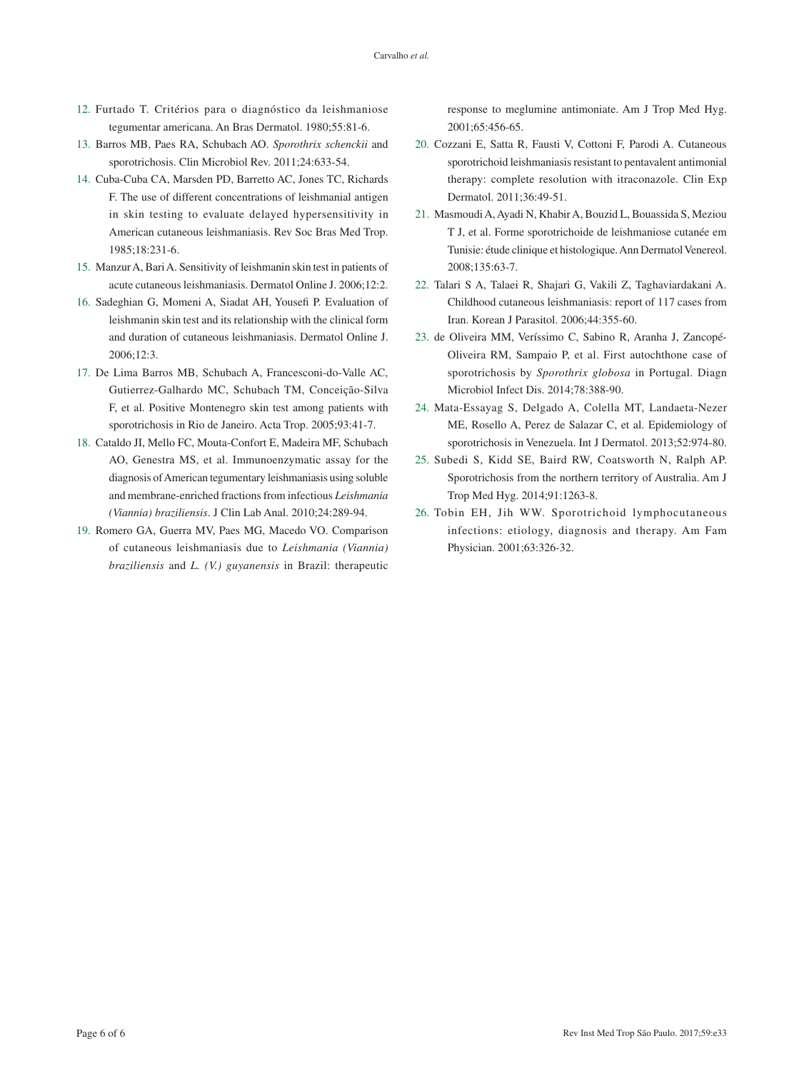12. Furtado T. Critérios para o diagnóstico da leishmaniose tegumentar americana. An Bras Dermatol. 1980;55:81-6.
13. Barros MB, Paes RA, Schubach AO. *Sporothrix schenckii* and sporotrichosis. Clin Microbiol Rev. 2011;24:633-54.
14. Cuba-Cuba CA, Marsden PD, Barretto AC, Jones TC, Richards F. The use of different concentrations of leishmanial antigen in skin testing to evaluate delayed hypersensitivity in American cutaneous leishmaniasis. Rev Soc Bras Med Trop. 1985;18:231-6.
15. Manzur A, Bari A. Sensitivity of leishmanin skin test in patients of acute cutaneous leishmaniasis. Dermatol Online J. 2006;12:2.
16. Sadeghian G, Momeni A, Siadat AH, Yousefi P. Evaluation of leishmanin skin test and its relationship with the clinical form and duration of cutaneous leishmaniasis. Dermatol Online J. 2006;12:3.
17. De Lima Barros MB, Schubach A, Francesconi-do-Valle AC, Gutierrez-Galhardo MC, Schubach TM, Conceição-Silva F, et al. Positive Montenegro skin test among patients with sporotrichosis in Rio de Janeiro. Acta Trop. 2005;93:41-7.
18. Cataldo JI, Mello FC, Mouta-Confort E, Madeira MF, Schubach AO, Genestra MS, et al. Immunoenzymatic assay for the diagnosis of American tegumentary leishmaniasis using soluble and membrane-enriched fractions from infectious *Leishmania (Viannia) braziliensis*. J Clin Lab Anal. 2010;24:289-94.
19. Romero GA, Guerra MV, Paes MG, Macedo VO. Comparison of cutaneous leishmaniasis due to *Leishmania (Viannia) braziliensis* and *L. (V.) guyanensis* in Brazil: therapeutic response to meglumine antimoniate. Am J Trop Med Hyg. 2001;65:456-65.
20. Cozzani E, Satta R, Fausti V, Cottoni F, Parodi A. Cutaneous sporotrichoid leishmaniasis resistant to pentavalent antimonial therapy: complete resolution with itraconazole. Clin Exp Dermatol. 2011;36:49-51.
21. Masmoudi A, Ayadi N, Khabir A, Bouzid L, Bouassida S, Meziou T J, et al. Forme sporotrichoide de leishmaniose cutanée em Tunisie: étude clinique et histologique. Ann Dermatol Venereol. 2008;135:63-7.
22. Talari S A, Talaei R, Shajari G, Vakili Z, Taghaviardakani A. Childhood cutaneous leishmaniasis: report of 117 cases from Iran. Korean J Parasitol. 2006;44:355-60.
23. de Oliveira MM, Veríssimo C, Sabino R, Aranha J, Zancopé-Oliveira RM, Sampaio P, et al. First autochthone case of sporotrichosis by *Sporothrix globosa* in Portugal. Diagn Microbiol Infect Dis. 2014;78:388-90.
24. Mata-Essayag S, Delgado A, Colella MT, Landaeta-Nezer ME, Rosello A, Perez de Salazar C, et al. Epidemiology of sporotrichosis in Venezuela. Int J Dermatol. 2013;52:974-80.
25. Subedi S, Kidd SE, Baird RW, Coatsworth N, Ralph AP. Sporotrichosis from the northern territory of Australia. Am J Trop Med Hyg. 2014;91:1263-8.
26. Tobin EH, Jih WW. Sporotrichoid lymphocutaneous infections: etiology, diagnosis and therapy. Am Fam Physician. 2001;63:326-32.